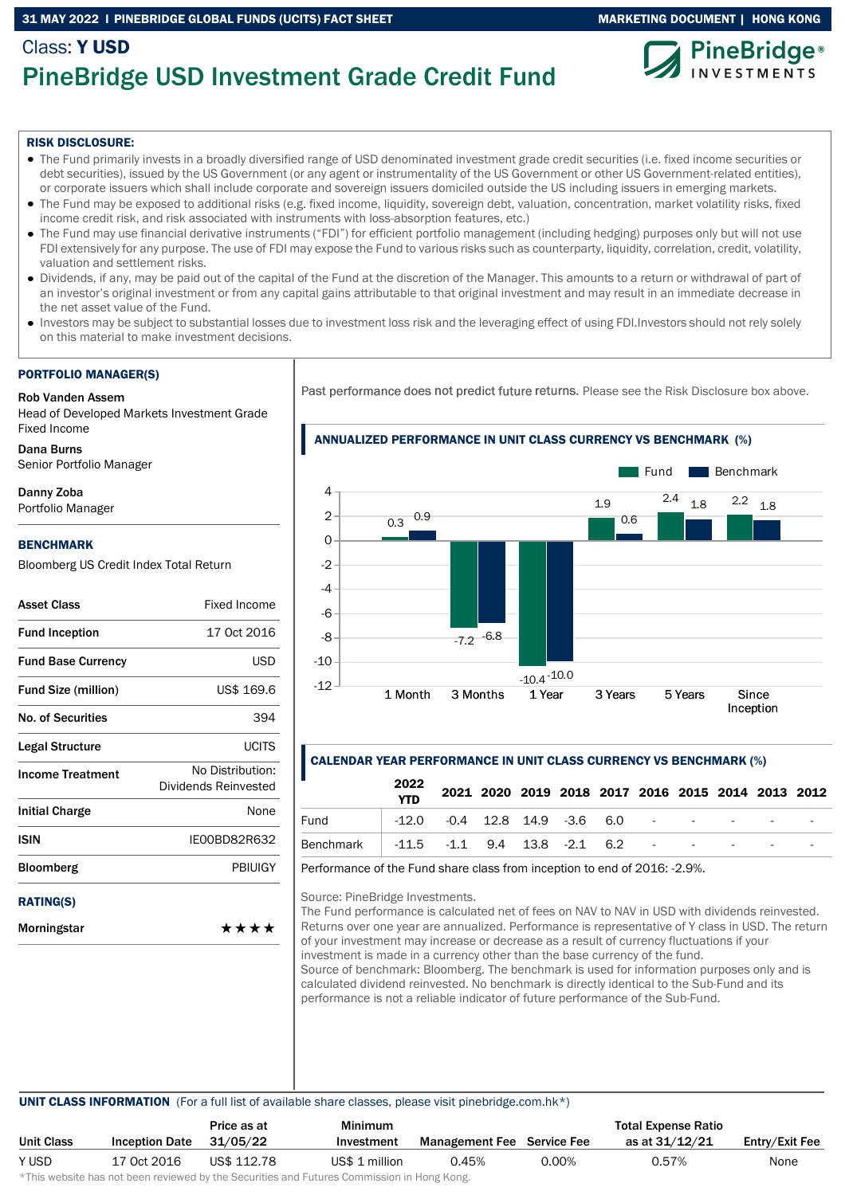Class: **Y USD**

# PineBridge USD Investment Grade Credit Fund

**RISK DISCLOSURE:**

- The Fund primarily invests in a broadly diversified range of USD denominated investment grade credit securities (i.e. fixed income securities or debt securities), issued by the US Government (or any agent or instrumentality of the US Government or other US Government-related entities), or corporate issuers which shall include corporate and sovereign issuers domiciled outside the US including issuers in emerging markets.
- The Fund may be exposed to additional risks (e.g. fixed income, liquidity, sovereign debt, valuation, concentration, market volatility risks, fixed income credit risk, and risk associated with instruments with loss-absorption features, etc.)
- The Fund may use financial derivative instruments ("FDI") for efficient portfolio management (including hedging) purposes only but will not use FDI extensively for any purpose. The use of FDI may expose the Fund to various risks such as counterparty, liquidity, correlation, credit, volatility, valuation and settlement risks.
- Dividends, if any, may be paid out of the capital of the Fund at the discretion of the Manager. This amounts to a return or withdrawal of part of an investor's original investment or from any capital gains attributable to that original investment and may result in an immediate decrease in the net asset value of the Fund.
- Investors may be subject to substantial losses due to investment loss risk and the leveraging effect of using FDI.Investors should not rely solely on this material to make investment decisions.

## PORTFOLIO MANAGER(S)

**Rob Vanden Assem**
Head of Developed Markets Investment Grade Fixed Income

**Dana Burns**
Senior Portfolio Manager

**Danny Zoba**
Portfolio Manager

## BENCHMARK

Bloomberg US Credit Index Total Return

| | |
|---|---|
| **Asset Class** | Fixed Income |
| **Fund Inception** | 17 Oct 2016 |
| **Fund Base Currency** | USD |
| **Fund Size (million)** | US$ 169.6 |
| **No. of Securities** | 394 |
| **Legal Structure** | UCITS |
| **Income Treatment** | No Distribution: Dividends Reinvested |
| **Initial Charge** | None |
| **ISIN** | IE00BD82R632 |
| **Bloomberg** | PBIUIGY |

## RATING(S)

| | |
|---|---|
| **Morningstar** | ★★★★ |

Past performance does not predict future returns. Please see the Risk Disclosure box above.

## ANNUALIZED PERFORMANCE IN UNIT CLASS CURRENCY VS BENCHMARK (%)

| | 1 Month | 3 Months | 1 Year | 3 Years | 5 Years | Since Inception |
|---|---|---|---|---|---|---|
| Fund | 0.3 | -7.2 | -10.4 | 1.9 | 2.4 | 2.2 |
| Benchmark | 0.9 | -6.8 | -10.0 | 0.6 | 1.8 | 1.8 |

## CALENDAR YEAR PERFORMANCE IN UNIT CLASS CURRENCY VS BENCHMARK (%)

| | 2022 YTD | 2021 | 2020 | 2019 | 2018 | 2017 | 2016 | 2015 | 2014 | 2013 | 2012 |
|---|---|---|---|---|---|---|---|---|---|---|---|
| Fund | -12.0 | -0.4 | 12.8 | 14.9 | -3.6 | 6.0 | - | - | - | - | - |
| Benchmark | -11.5 | -1.1 | 9.4 | 13.8 | -2.1 | 6.2 | - | - | - | - | - |

Performance of the Fund share class from inception to end of 2016: -2.9%.

Source: PineBridge Investments.
The Fund performance is calculated net of fees on NAV to NAV in USD with dividends reinvested. Returns over one year are annualized. Performance is representative of Y class in USD. The return of your investment may increase or decrease as a result of currency fluctuations if your investment is made in a currency other than the base currency of the fund.
Source of benchmark: Bloomberg. The benchmark is used for information purposes only and is calculated dividend reinvested. No benchmark is directly identical to the Sub-Fund and its performance is not a reliable indicator of future performance of the Sub-Fund.

## UNIT CLASS INFORMATION (For a full list of available share classes, please visit pinebridge.com.hk*)

| Unit Class | Inception Date | Price as at 31/05/22 | Minimum Investment | Management Fee | Service Fee | Total Expense Ratio as at 31/12/21 | Entry/Exit Fee |
|---|---|---|---|---|---|---|---|
| Y USD | 17 Oct 2016 | US$ 112.78 | US$ 1 million | 0.45% | 0.00% | 0.57% | None |

*This website has not been reviewed by the Securities and Futures Commission in Hong Kong.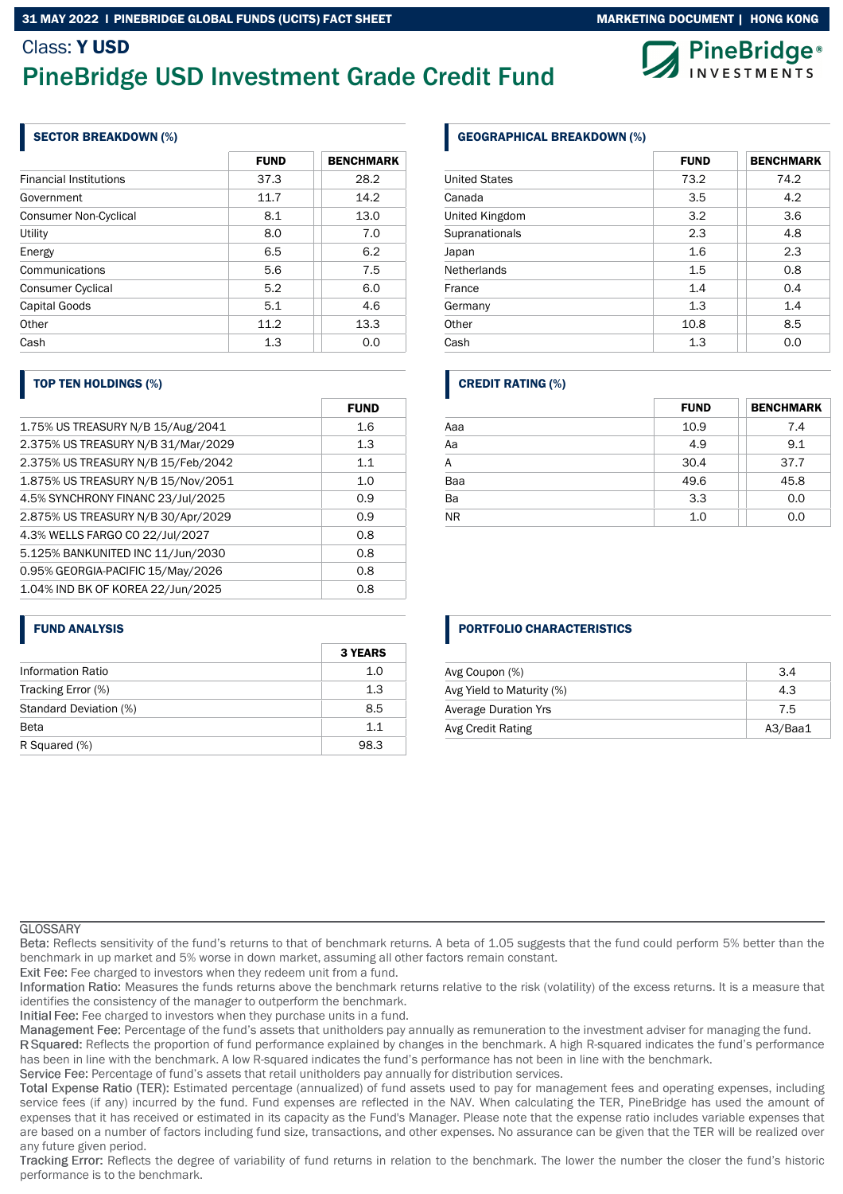Class: **Y USD**

# PineBridge USD Investment Grade Credit Fund

## SECTOR BREAKDOWN (%)

| | FUND | BENCHMARK |
|---|---|---|
| Financial Institutions | 37.3 | 28.2 |
| Government | 11.7 | 14.2 |
| Consumer Non-Cyclical | 8.1 | 13.0 |
| Utility | 8.0 | 7.0 |
| Energy | 6.5 | 6.2 |
| Communications | 5.6 | 7.5 |
| Consumer Cyclical | 5.2 | 6.0 |
| Capital Goods | 5.1 | 4.6 |
| Other | 11.2 | 13.3 |
| Cash | 1.3 | 0.0 |

## GEOGRAPHICAL BREAKDOWN (%)

| | FUND | BENCHMARK |
|---|---|---|
| United States | 73.2 | 74.2 |
| Canada | 3.5 | 4.2 |
| United Kingdom | 3.2 | 3.6 |
| Supranationals | 2.3 | 4.8 |
| Japan | 1.6 | 2.3 |
| Netherlands | 1.5 | 0.8 |
| France | 1.4 | 0.4 |
| Germany | 1.3 | 1.4 |
| Other | 10.8 | 8.5 |
| Cash | 1.3 | 0.0 |

## TOP TEN HOLDINGS (%)

| | FUND |
|---|---|
| 1.75% US TREASURY N/B 15/Aug/2041 | 1.6 |
| 2.375% US TREASURY N/B 31/Mar/2029 | 1.3 |
| 2.375% US TREASURY N/B 15/Feb/2042 | 1.1 |
| 1.875% US TREASURY N/B 15/Nov/2051 | 1.0 |
| 4.5% SYNCHRONY FINANC 23/Jul/2025 | 0.9 |
| 2.875% US TREASURY N/B 30/Apr/2029 | 0.9 |
| 4.3% WELLS FARGO CO 22/Jul/2027 | 0.8 |
| 5.125% BANKUNITED INC 11/Jun/2030 | 0.8 |
| 0.95% GEORGIA-PACIFIC 15/May/2026 | 0.8 |
| 1.04% IND BK OF KOREA 22/Jun/2025 | 0.8 |

## CREDIT RATING (%)

| | FUND | BENCHMARK |
|---|---|---|
| Aaa | 10.9 | 7.4 |
| Aa | 4.9 | 9.1 |
| A | 30.4 | 37.7 |
| Baa | 49.6 | 45.8 |
| Ba | 3.3 | 0.0 |
| NR | 1.0 | 0.0 |

## FUND ANALYSIS

| | 3 YEARS |
|---|---|
| Information Ratio | 1.0 |
| Tracking Error (%) | 1.3 |
| Standard Deviation (%) | 8.5 |
| Beta | 1.1 |
| R Squared (%) | 98.3 |

## PORTFOLIO CHARACTERISTICS

| | |
|---|---|
| Avg Coupon (%) | 3.4 |
| Avg Yield to Maturity (%) | 4.3 |
| Average Duration Yrs | 7.5 |
| Avg Credit Rating | A3/Baa1 |

GLOSSARY

Beta: Reflects sensitivity of the fund's returns to that of benchmark returns. A beta of 1.05 suggests that the fund could perform 5% better than the benchmark in up market and 5% worse in down market, assuming all other factors remain constant.

Exit Fee: Fee charged to investors when they redeem unit from a fund.

Information Ratio: Measures the funds returns above the benchmark returns relative to the risk (volatility) of the excess returns. It is a measure that identifies the consistency of the manager to outperform the benchmark.

Initial Fee: Fee charged to investors when they purchase units in a fund.

Management Fee: Percentage of the fund's assets that unitholders pay annually as remuneration to the investment adviser for managing the fund.

R Squared: Reflects the proportion of fund performance explained by changes in the benchmark. A high R-squared indicates the fund's performance has been in line with the benchmark. A low R-squared indicates the fund's performance has not been in line with the benchmark.

Service Fee: Percentage of fund's assets that retail unitholders pay annually for distribution services.

Total Expense Ratio (TER): Estimated percentage (annualized) of fund assets used to pay for management fees and operating expenses, including service fees (if any) incurred by the fund. Fund expenses are reflected in the NAV. When calculating the TER, PineBridge has used the amount of expenses that it has received or estimated in its capacity as the Fund's Manager. Please note that the expense ratio includes variable expenses that are based on a number of factors including fund size, transactions, and other expenses. No assurance can be given that the TER will be realized over any future given period.

Tracking Error: Reflects the degree of variability of fund returns in relation to the benchmark. The lower the number the closer the fund's historic performance is to the benchmark.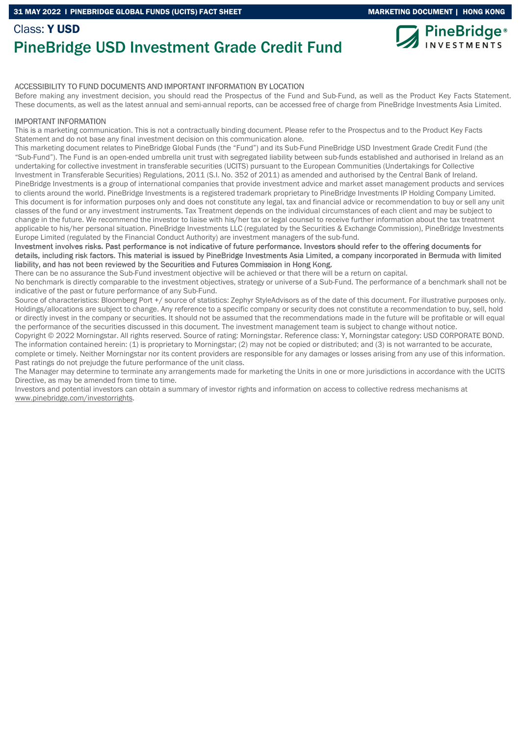Class: **Y USD**

# PineBridge USD Investment Grade Credit Fund

## ACCESSIBILITY TO FUND DOCUMENTS AND IMPORTANT INFORMATION BY LOCATION

Before making any investment decision, you should read the Prospectus of the Fund and Sub-Fund, as well as the Product Key Facts Statement. These documents, as well as the latest annual and semi-annual reports, can be accessed free of charge from PineBridge Investments Asia Limited.

## IMPORTANT INFORMATION

This is a marketing communication. This is not a contractually binding document. Please refer to the Prospectus and to the Product Key Facts Statement and do not base any final investment decision on this communication alone.

This marketing document relates to PineBridge Global Funds (the "Fund") and its Sub-Fund PineBridge USD Investment Grade Credit Fund (the "Sub-Fund"). The Fund is an open-ended umbrella unit trust with segregated liability between sub-funds established and authorised in Ireland as an undertaking for collective investment in transferable securities (UCITS) pursuant to the European Communities (Undertakings for Collective Investment in Transferable Securities) Regulations, 2011 (S.I. No. 352 of 2011) as amended and authorised by the Central Bank of Ireland.

PineBridge Investments is a group of international companies that provide investment advice and market asset management products and services to clients around the world. PineBridge Investments is a registered trademark proprietary to PineBridge Investments IP Holding Company Limited.

This document is for information purposes only and does not constitute any legal, tax and financial advice or recommendation to buy or sell any unit classes of the fund or any investment instruments. Tax Treatment depends on the individual circumstances of each client and may be subject to change in the future. We recommend the investor to liaise with his/her tax or legal counsel to receive further information about the tax treatment applicable to his/her personal situation. PineBridge Investments LLC (regulated by the Securities & Exchange Commission), PineBridge Investments Europe Limited (regulated by the Financial Conduct Authority) are investment managers of the sub-fund.

**Investment involves risks. Past performance is not indicative of future performance. Investors should refer to the offering documents for details, including risk factors. This material is issued by PineBridge Investments Asia Limited, a company incorporated in Bermuda with limited liability, and has not been reviewed by the Securities and Futures Commission in Hong Kong.**

There can be no assurance the Sub-Fund investment objective will be achieved or that there will be a return on capital.

No benchmark is directly comparable to the investment objectives, strategy or universe of a Sub-Fund. The performance of a benchmark shall not be indicative of the past or future performance of any Sub-Fund.

Source of characteristics: Bloomberg Port +/ source of statistics: Zephyr StyleAdvisors as of the date of this document. For illustrative purposes only. Holdings/allocations are subject to change. Any reference to a specific company or security does not constitute a recommendation to buy, sell, hold or directly invest in the company or securities. It should not be assumed that the recommendations made in the future will be profitable or will equal the performance of the securities discussed in this document. The investment management team is subject to change without notice.

Copyright © 2022 Morningstar. All rights reserved. Source of rating: Morningstar. Reference class: Y, Morningstar category: USD CORPORATE BOND. The information contained herein: (1) is proprietary to Morningstar; (2) may not be copied or distributed; and (3) is not warranted to be accurate, complete or timely. Neither Morningstar nor its content providers are responsible for any damages or losses arising from any use of this information. Past ratings do not prejudge the future performance of the unit class.

The Manager may determine to terminate any arrangements made for marketing the Units in one or more jurisdictions in accordance with the UCITS Directive, as may be amended from time to time.

Investors and potential investors can obtain a summary of investor rights and information on access to collective redress mechanisms at www.pinebridge.com/investorrights.